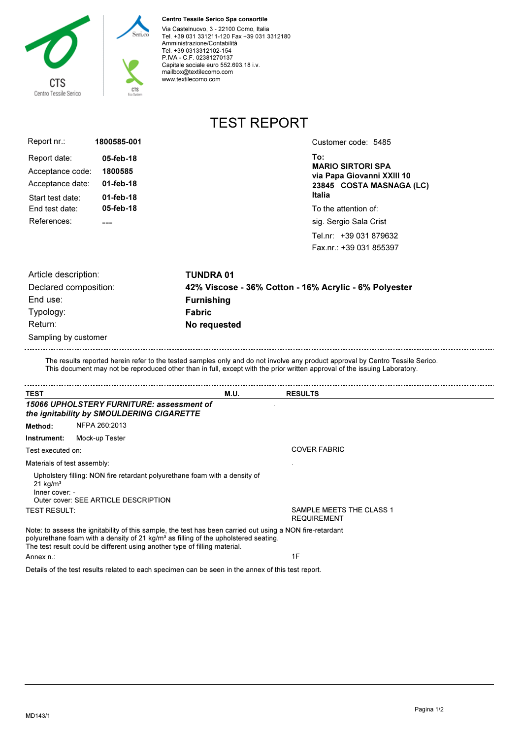**Centro Tessile Serico Spa consortile**
Via Castelnuovo, 3 - 22100 Como, Italia
Tel. +39 031 331211-120 Fax +39 031 3312180
Amministrazione/Contabilità
Tel. +39 0313312102-154
P.IVA - C.F. 02381270137
Capitale sociale euro 552.693,18 i.v.
mailbox@textilecomo.com
www.textilecomo.com

# TEST REPORT

| | |
|---|---|
| Report nr.: | **1800585-001** |
| Report date: | **05-feb-18** |
| Acceptance code: | **1800585** |
| Acceptance date: | **01-feb-18** |
| Start test date: | **01-feb-18** |
| End test date: | **05-feb-18** |
| References: | **---** |

Customer code: 5485

**To:**
**MARIO SIRTORI SPA**
**via Papa Giovanni XXIII 10**
**23845 COSTA MASNAGA (LC)**
**Italia**

To the attention of:
sig. Sergio Sala Crist
Tel.nr: +39 031 879632
Fax.nr.: +39 031 855397

| | |
|---|---|
| Article description: | **TUNDRA 01** |
| Declared composition: | **42% Viscose - 36% Cotton - 16% Acrylic - 6% Polyester** |
| End use: | **Furnishing** |
| Typology: | **Fabric** |
| Return: | **No requested** |

Sampling by customer

The results reported herein refer to the tested samples only and do not involve any product approval by Centro Tessile Serico.
This document may not be reproduced other than in full, except with the prior written approval of the issuing Laboratory.

| TEST | M.U. | RESULTS |
|---|---|---|
| ***15066 UPHOLSTERY FURNITURE: assessment of the ignitability by SMOULDERING CIGARETTE*** | | . |
| **Method:** NFPA 260:2013 | | |
| **Instrument:** Mock-up Tester | | |
| Test executed on: | | COVER FABRIC |
| Materials of test assembly: | | . |
| Upholstery filling: NON fire retardant polyurethane foam with a density of 21 kg/m³<br>Inner cover: -<br>Outer cover: SEE ARTICLE DESCRIPTION | | |
| TEST RESULT: | | SAMPLE MEETS THE CLASS 1 REQUIREMENT |

Note: to assess the ignitability of this sample, the test has been carried out using a NON fire-retardant polyurethane foam with a density of 21 kg/m³ as filling of the upholstered seating.
The test result could be different using another type of filling material.

Annex n.: 1F

Details of the test results related to each specimen can be seen in the annex of this test report.

MD143/1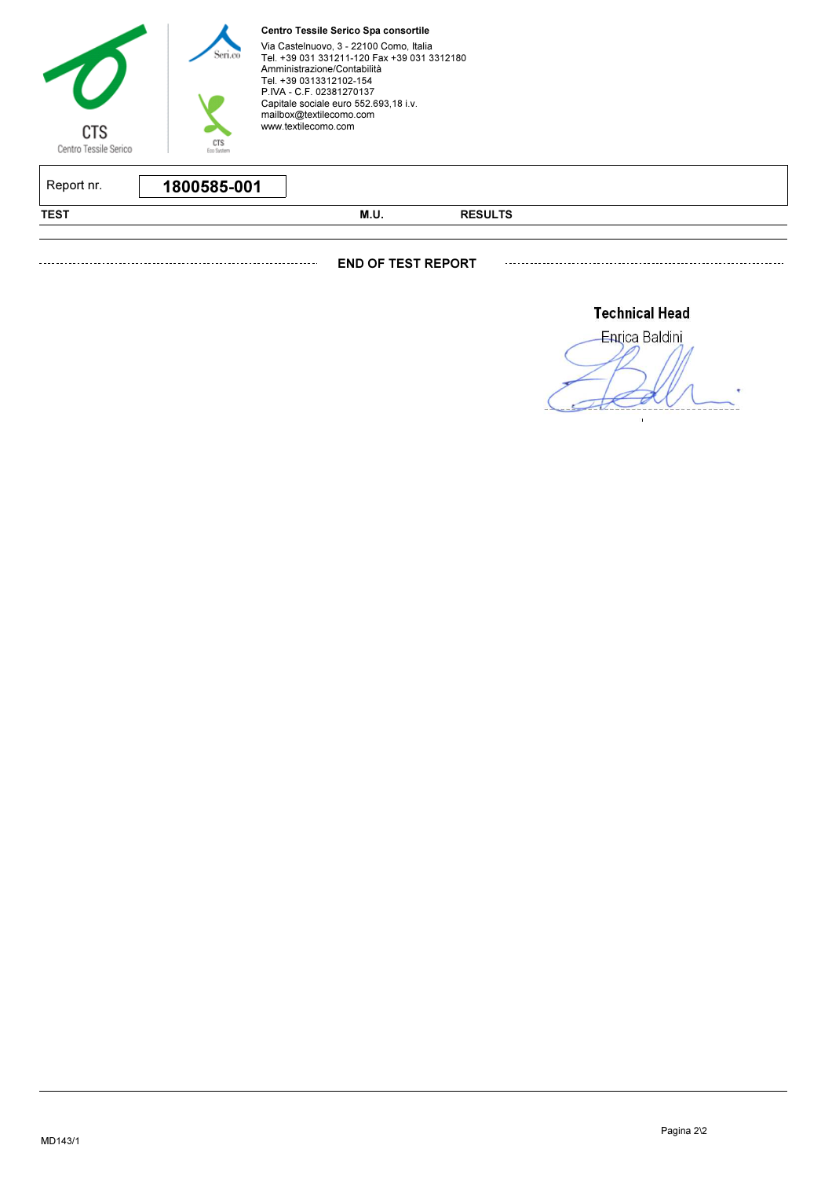**Centro Tessile Serico Spa consortile**
Via Castelnuovo, 3 - 22100 Como, Italia
Tel. +39 031 331211-120 Fax +39 031 3312180
Amministrazione/Contabilità
Tel. +39 0313312102-154
P.IVA - C.F. 02381270137
Capitale sociale euro 552.693,18 i.v.
mailbox@textilecomo.com
www.textilecomo.com

| Report nr. | **1800585-001** |
|---|---|

| TEST | M.U. | RESULTS |
|---|---|---|

**END OF TEST REPORT**

**Technical Head**
Enrica Baldini

MD143/1